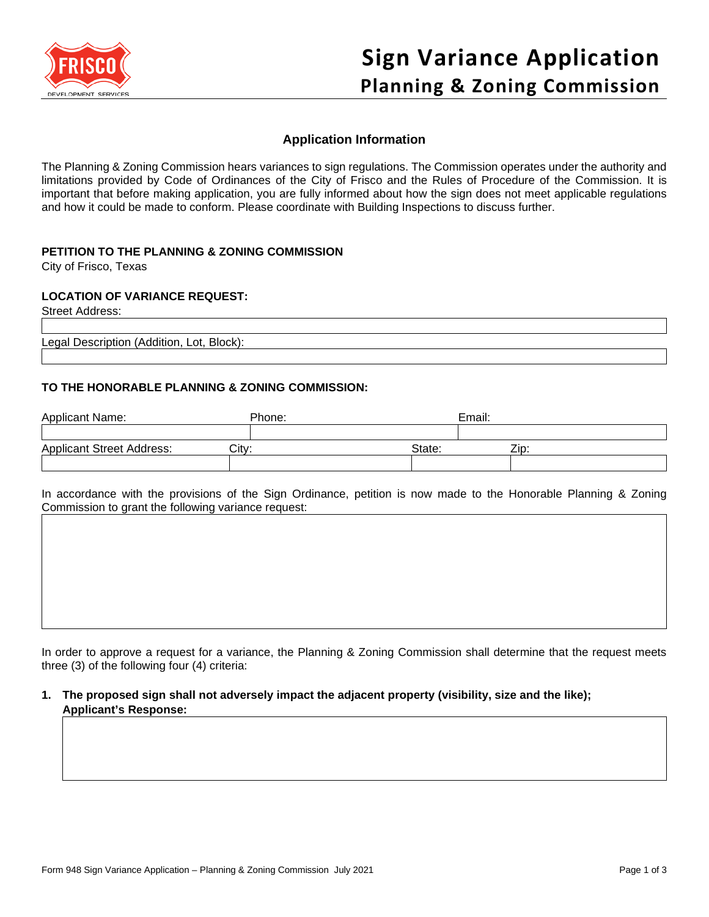# Sign Variance Application
## Planning & Zoning Commission

### Application Information

The Planning & Zoning Commission hears variances to sign regulations. The Commission operates under the authority and limitations provided by Code of Ordinances of the City of Frisco and the Rules of Procedure of the Commission. It is important that before making application, you are fully informed about how the sign does not meet applicable regulations and how it could be made to conform. Please coordinate with Building Inspections to discuss further.

**PETITION TO THE PLANNING & ZONING COMMISSION**
City of Frisco, Texas

**LOCATION OF VARIANCE REQUEST:**

Street Address:

Legal Description (Addition, Lot, Block):

**TO THE HONORABLE PLANNING & ZONING COMMISSION:**

| Applicant Name: | Phone: | Email: |
|---|---|---|
| | | |

| Applicant Street Address: | City: | State: | Zip: |
|---|---|---|---|
| | | | |

In accordance with the provisions of the Sign Ordinance, petition is now made to the Honorable Planning & Zoning Commission to grant the following variance request:

In order to approve a request for a variance, the Planning & Zoning Commission shall determine that the request meets three (3) of the following four (4) criteria:

1. **The proposed sign shall not adversely impact the adjacent property (visibility, size and the like);**
   **Applicant's Response:**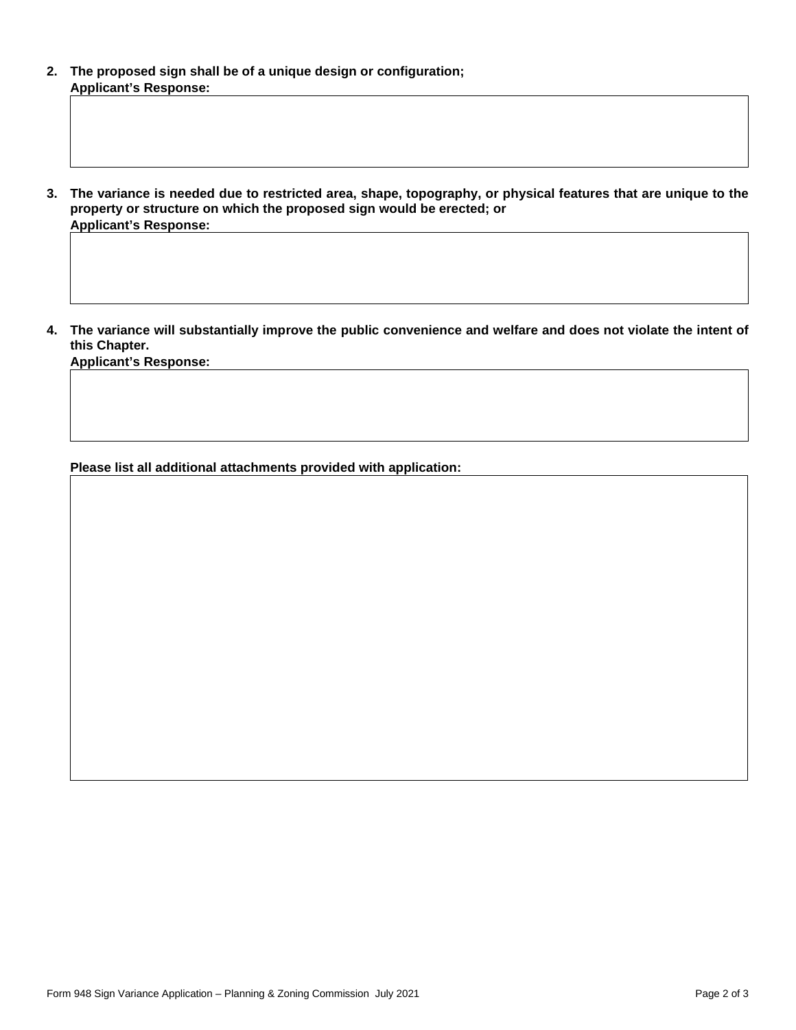**2. The proposed sign shall be of a unique design or configuration;**

**Applicant's Response:**

**3. The variance is needed due to restricted area, shape, topography, or physical features that are unique to the property or structure on which the proposed sign would be erected; or**

**Applicant's Response:**

**4. The variance will substantially improve the public convenience and welfare and does not violate the intent of this Chapter.**

**Applicant's Response:**

**Please list all additional attachments provided with application:**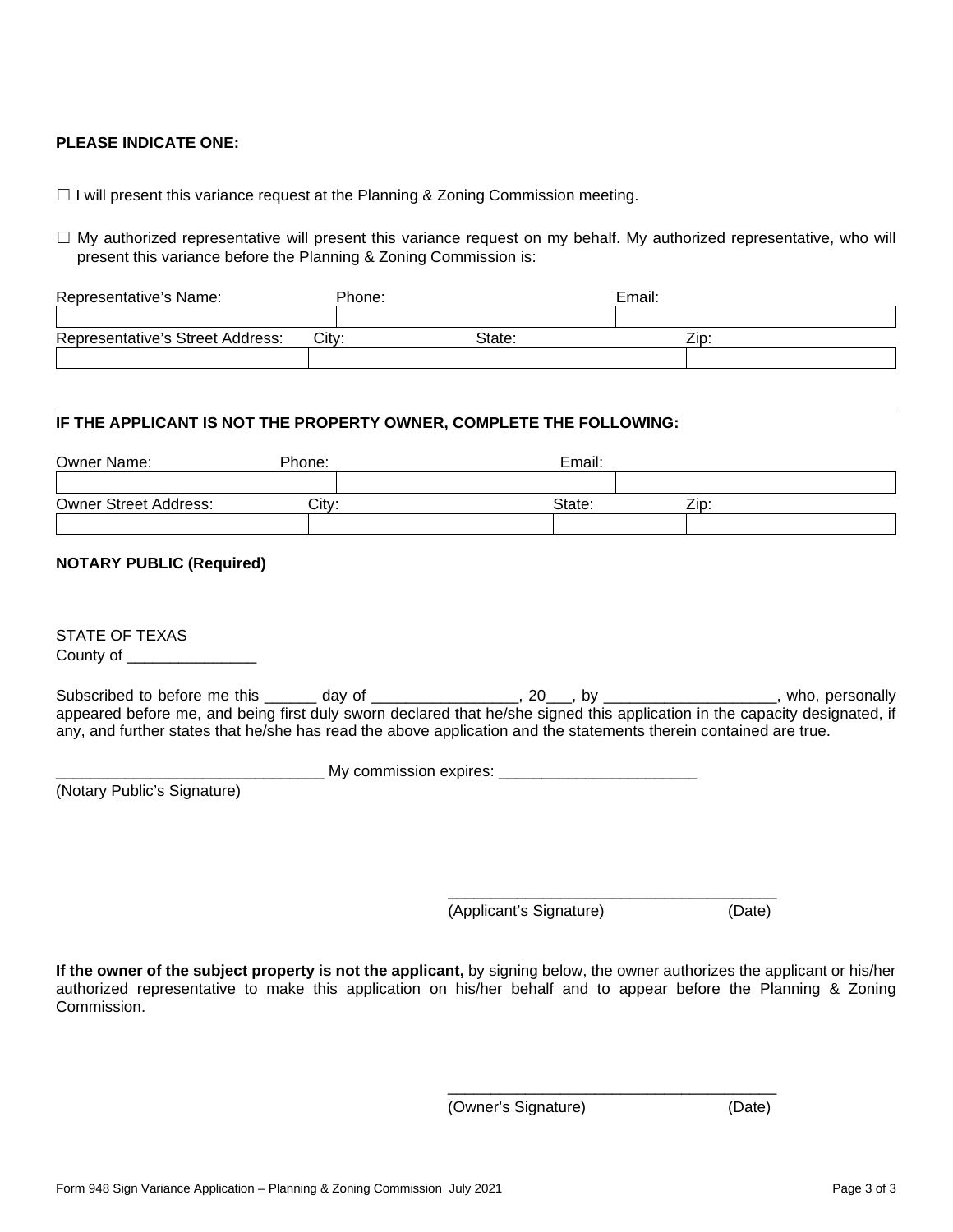**PLEASE INDICATE ONE:**

☐ I will present this variance request at the Planning & Zoning Commission meeting.

☐ My authorized representative will present this variance request on my behalf. My authorized representative, who will present this variance before the Planning & Zoning Commission is:

| Representative's Name: | Phone: | Email: | |
|---|---|---|---|
| | | | |
| **Representative's Street Address:** | **City:** | **State:** | **Zip:** |
| | | | |

---

**IF THE APPLICANT IS NOT THE PROPERTY OWNER, COMPLETE THE FOLLOWING:**

| Owner Name: | Phone: | Email: | |
|---|---|---|---|
| | | | |
| **Owner Street Address:** | **City:** | **State:** | **Zip:** |
| | | | |

**NOTARY PUBLIC (Required)**

STATE OF TEXAS
County of _______________

Subscribed to before me this ______ day of _________________, 20___, by ____________________, who, personally appeared before me, and being first duly sworn declared that he/she signed this application in the capacity designated, if any, and further states that he/she has read the above application and the statements therein contained are true.

_______________________________ My commission expires: _______________________
(Notary Public's Signature)

_______________________________________
(Applicant's Signature) (Date)

**If the owner of the subject property is not the applicant,** by signing below, the owner authorizes the applicant or his/her authorized representative to make this application on his/her behalf and to appear before the Planning & Zoning Commission.

_______________________________________
(Owner's Signature) (Date)

Form 948 Sign Variance Application – Planning & Zoning Commission July 2021